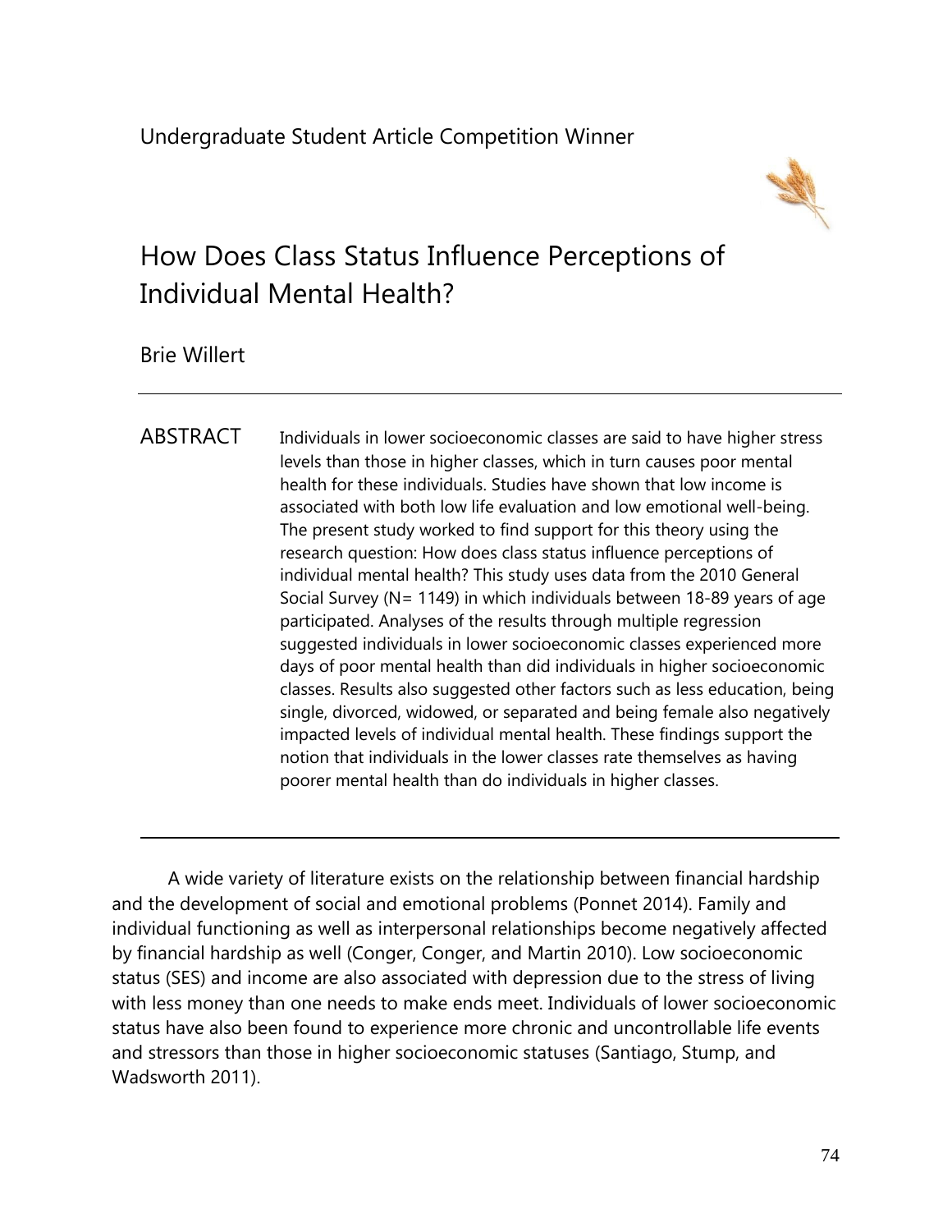Undergraduate Student Article Competition Winner

# How Does Class Status Influence Perceptions of Individual Mental Health?

Brie Willert

---

ABSTRACT Individuals in lower socioeconomic classes are said to have higher stress levels than those in higher classes, which in turn causes poor mental health for these individuals. Studies have shown that low income is associated with both low life evaluation and low emotional well-being. The present study worked to find support for this theory using the research question: How does class status influence perceptions of individual mental health? This study uses data from the 2010 General Social Survey (N= 1149) in which individuals between 18-89 years of age participated. Analyses of the results through multiple regression suggested individuals in lower socioeconomic classes experienced more days of poor mental health than did individuals in higher socioeconomic classes. Results also suggested other factors such as less education, being single, divorced, widowed, or separated and being female also negatively impacted levels of individual mental health. These findings support the notion that individuals in the lower classes rate themselves as having poorer mental health than do individuals in higher classes.

---

A wide variety of literature exists on the relationship between financial hardship and the development of social and emotional problems (Ponnet 2014). Family and individual functioning as well as interpersonal relationships become negatively affected by financial hardship as well (Conger, Conger, and Martin 2010). Low socioeconomic status (SES) and income are also associated with depression due to the stress of living with less money than one needs to make ends meet. Individuals of lower socioeconomic status have also been found to experience more chronic and uncontrollable life events and stressors than those in higher socioeconomic statuses (Santiago, Stump, and Wadsworth 2011).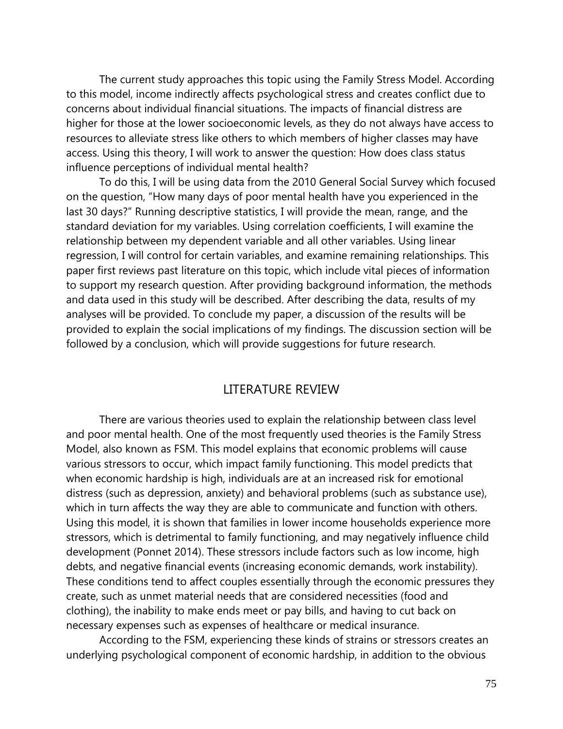The current study approaches this topic using the Family Stress Model. According to this model, income indirectly affects psychological stress and creates conflict due to concerns about individual financial situations. The impacts of financial distress are higher for those at the lower socioeconomic levels, as they do not always have access to resources to alleviate stress like others to which members of higher classes may have access. Using this theory, I will work to answer the question: How does class status influence perceptions of individual mental health?

To do this, I will be using data from the 2010 General Social Survey which focused on the question, "How many days of poor mental health have you experienced in the last 30 days?" Running descriptive statistics, I will provide the mean, range, and the standard deviation for my variables. Using correlation coefficients, I will examine the relationship between my dependent variable and all other variables. Using linear regression, I will control for certain variables, and examine remaining relationships. This paper first reviews past literature on this topic, which include vital pieces of information to support my research question. After providing background information, the methods and data used in this study will be described. After describing the data, results of my analyses will be provided. To conclude my paper, a discussion of the results will be provided to explain the social implications of my findings. The discussion section will be followed by a conclusion, which will provide suggestions for future research.

## LITERATURE REVIEW

There are various theories used to explain the relationship between class level and poor mental health. One of the most frequently used theories is the Family Stress Model, also known as FSM. This model explains that economic problems will cause various stressors to occur, which impact family functioning. This model predicts that when economic hardship is high, individuals are at an increased risk for emotional distress (such as depression, anxiety) and behavioral problems (such as substance use), which in turn affects the way they are able to communicate and function with others. Using this model, it is shown that families in lower income households experience more stressors, which is detrimental to family functioning, and may negatively influence child development (Ponnet 2014). These stressors include factors such as low income, high debts, and negative financial events (increasing economic demands, work instability). These conditions tend to affect couples essentially through the economic pressures they create, such as unmet material needs that are considered necessities (food and clothing), the inability to make ends meet or pay bills, and having to cut back on necessary expenses such as expenses of healthcare or medical insurance.

According to the FSM, experiencing these kinds of strains or stressors creates an underlying psychological component of economic hardship, in addition to the obvious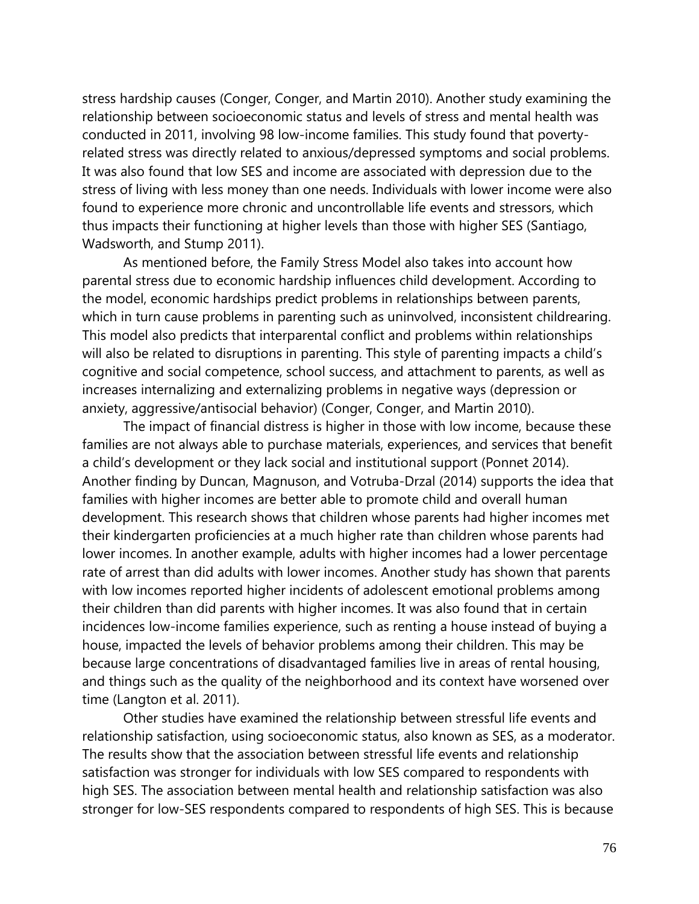stress hardship causes (Conger, Conger, and Martin 2010). Another study examining the relationship between socioeconomic status and levels of stress and mental health was conducted in 2011, involving 98 low-income families. This study found that poverty-related stress was directly related to anxious/depressed symptoms and social problems. It was also found that low SES and income are associated with depression due to the stress of living with less money than one needs. Individuals with lower income were also found to experience more chronic and uncontrollable life events and stressors, which thus impacts their functioning at higher levels than those with higher SES (Santiago, Wadsworth, and Stump 2011).

As mentioned before, the Family Stress Model also takes into account how parental stress due to economic hardship influences child development. According to the model, economic hardships predict problems in relationships between parents, which in turn cause problems in parenting such as uninvolved, inconsistent childrearing. This model also predicts that interparental conflict and problems within relationships will also be related to disruptions in parenting. This style of parenting impacts a child's cognitive and social competence, school success, and attachment to parents, as well as increases internalizing and externalizing problems in negative ways (depression or anxiety, aggressive/antisocial behavior) (Conger, Conger, and Martin 2010).

The impact of financial distress is higher in those with low income, because these families are not always able to purchase materials, experiences, and services that benefit a child's development or they lack social and institutional support (Ponnet 2014). Another finding by Duncan, Magnuson, and Votruba-Drzal (2014) supports the idea that families with higher incomes are better able to promote child and overall human development. This research shows that children whose parents had higher incomes met their kindergarten proficiencies at a much higher rate than children whose parents had lower incomes. In another example, adults with higher incomes had a lower percentage rate of arrest than did adults with lower incomes. Another study has shown that parents with low incomes reported higher incidents of adolescent emotional problems among their children than did parents with higher incomes. It was also found that in certain incidences low-income families experience, such as renting a house instead of buying a house, impacted the levels of behavior problems among their children. This may be because large concentrations of disadvantaged families live in areas of rental housing, and things such as the quality of the neighborhood and its context have worsened over time (Langton et al. 2011).

Other studies have examined the relationship between stressful life events and relationship satisfaction, using socioeconomic status, also known as SES, as a moderator. The results show that the association between stressful life events and relationship satisfaction was stronger for individuals with low SES compared to respondents with high SES. The association between mental health and relationship satisfaction was also stronger for low-SES respondents compared to respondents of high SES. This is because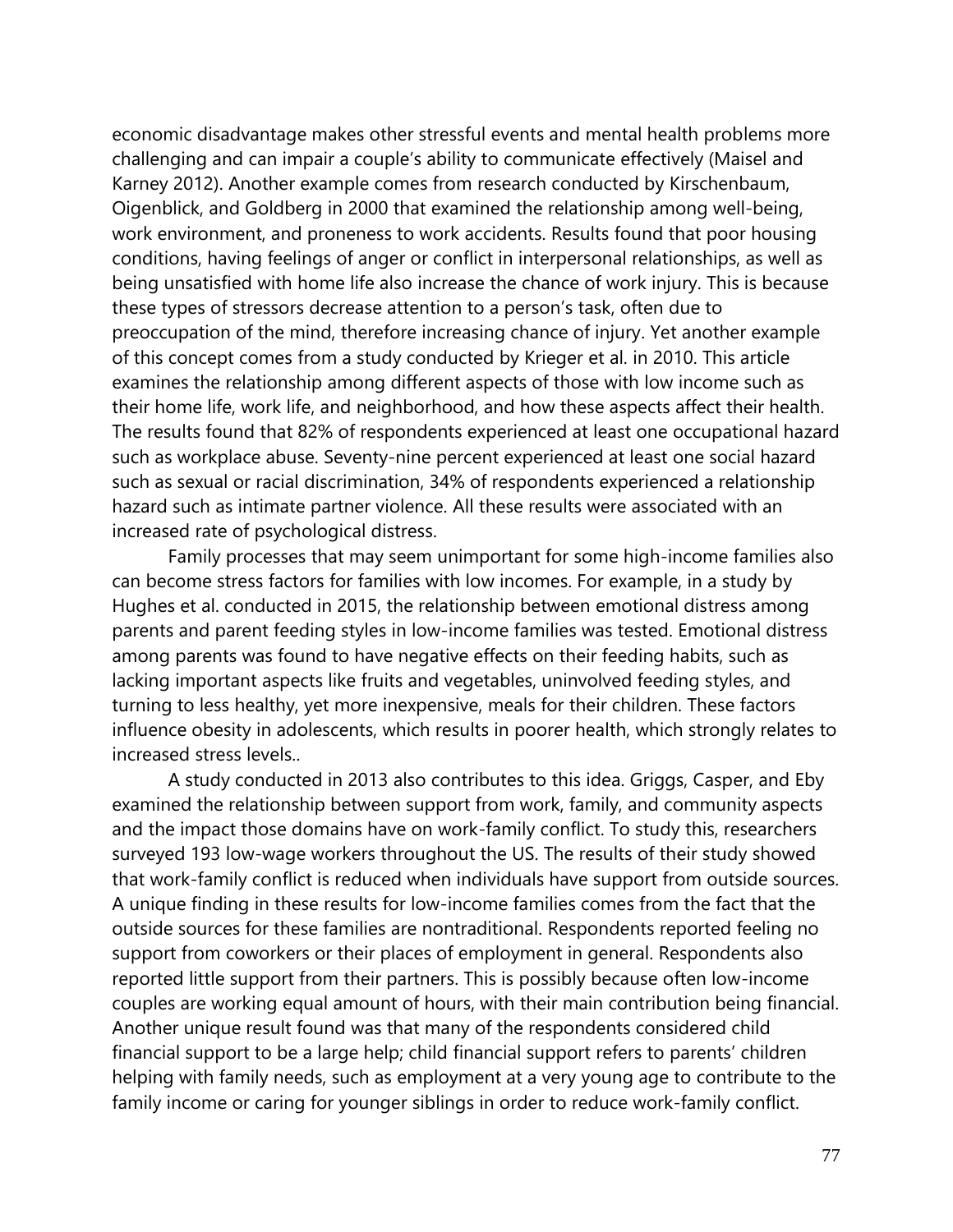economic disadvantage makes other stressful events and mental health problems more challenging and can impair a couple's ability to communicate effectively (Maisel and Karney 2012). Another example comes from research conducted by Kirschenbaum, Oigenblick, and Goldberg in 2000 that examined the relationship among well-being, work environment, and proneness to work accidents. Results found that poor housing conditions, having feelings of anger or conflict in interpersonal relationships, as well as being unsatisfied with home life also increase the chance of work injury. This is because these types of stressors decrease attention to a person's task, often due to preoccupation of the mind, therefore increasing chance of injury. Yet another example of this concept comes from a study conducted by Krieger et al. in 2010. This article examines the relationship among different aspects of those with low income such as their home life, work life, and neighborhood, and how these aspects affect their health. The results found that 82% of respondents experienced at least one occupational hazard such as workplace abuse. Seventy-nine percent experienced at least one social hazard such as sexual or racial discrimination, 34% of respondents experienced a relationship hazard such as intimate partner violence. All these results were associated with an increased rate of psychological distress.

Family processes that may seem unimportant for some high-income families also can become stress factors for families with low incomes. For example, in a study by Hughes et al. conducted in 2015, the relationship between emotional distress among parents and parent feeding styles in low-income families was tested. Emotional distress among parents was found to have negative effects on their feeding habits, such as lacking important aspects like fruits and vegetables, uninvolved feeding styles, and turning to less healthy, yet more inexpensive, meals for their children. These factors influence obesity in adolescents, which results in poorer health, which strongly relates to increased stress levels..

A study conducted in 2013 also contributes to this idea. Griggs, Casper, and Eby examined the relationship between support from work, family, and community aspects and the impact those domains have on work-family conflict. To study this, researchers surveyed 193 low-wage workers throughout the US. The results of their study showed that work-family conflict is reduced when individuals have support from outside sources. A unique finding in these results for low-income families comes from the fact that the outside sources for these families are nontraditional. Respondents reported feeling no support from coworkers or their places of employment in general. Respondents also reported little support from their partners. This is possibly because often low-income couples are working equal amount of hours, with their main contribution being financial. Another unique result found was that many of the respondents considered child financial support to be a large help; child financial support refers to parents' children helping with family needs, such as employment at a very young age to contribute to the family income or caring for younger siblings in order to reduce work-family conflict.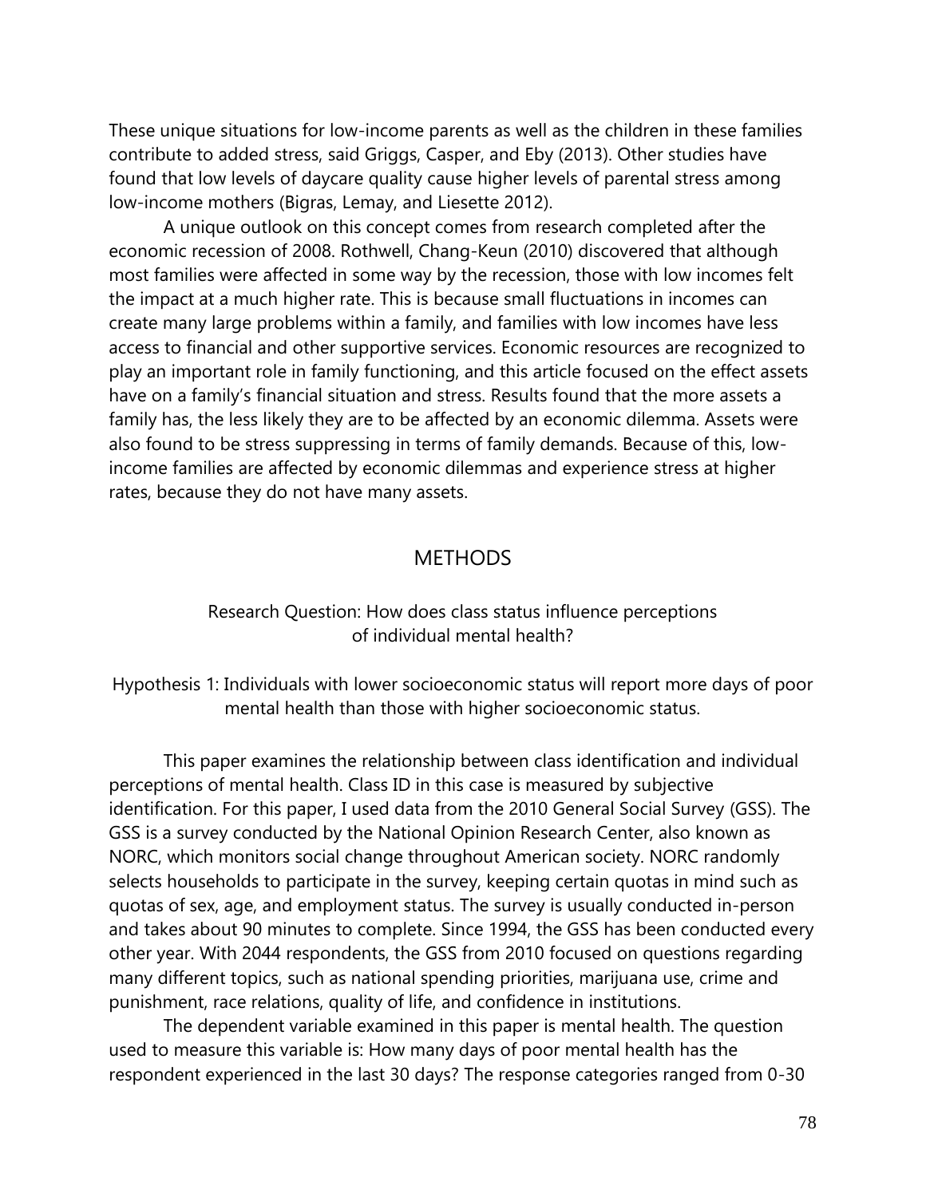These unique situations for low-income parents as well as the children in these families contribute to added stress, said Griggs, Casper, and Eby (2013). Other studies have found that low levels of daycare quality cause higher levels of parental stress among low-income mothers (Bigras, Lemay, and Liesette 2012).

A unique outlook on this concept comes from research completed after the economic recession of 2008. Rothwell, Chang-Keun (2010) discovered that although most families were affected in some way by the recession, those with low incomes felt the impact at a much higher rate. This is because small fluctuations in incomes can create many large problems within a family, and families with low incomes have less access to financial and other supportive services. Economic resources are recognized to play an important role in family functioning, and this article focused on the effect assets have on a family's financial situation and stress. Results found that the more assets a family has, the less likely they are to be affected by an economic dilemma. Assets were also found to be stress suppressing in terms of family demands. Because of this, low-income families are affected by economic dilemmas and experience stress at higher rates, because they do not have many assets.

## METHODS

Research Question: How does class status influence perceptions of individual mental health?

Hypothesis 1: Individuals with lower socioeconomic status will report more days of poor mental health than those with higher socioeconomic status.

This paper examines the relationship between class identification and individual perceptions of mental health. Class ID in this case is measured by subjective identification. For this paper, I used data from the 2010 General Social Survey (GSS). The GSS is a survey conducted by the National Opinion Research Center, also known as NORC, which monitors social change throughout American society. NORC randomly selects households to participate in the survey, keeping certain quotas in mind such as quotas of sex, age, and employment status. The survey is usually conducted in-person and takes about 90 minutes to complete. Since 1994, the GSS has been conducted every other year. With 2044 respondents, the GSS from 2010 focused on questions regarding many different topics, such as national spending priorities, marijuana use, crime and punishment, race relations, quality of life, and confidence in institutions.

The dependent variable examined in this paper is mental health. The question used to measure this variable is: How many days of poor mental health has the respondent experienced in the last 30 days? The response categories ranged from 0-30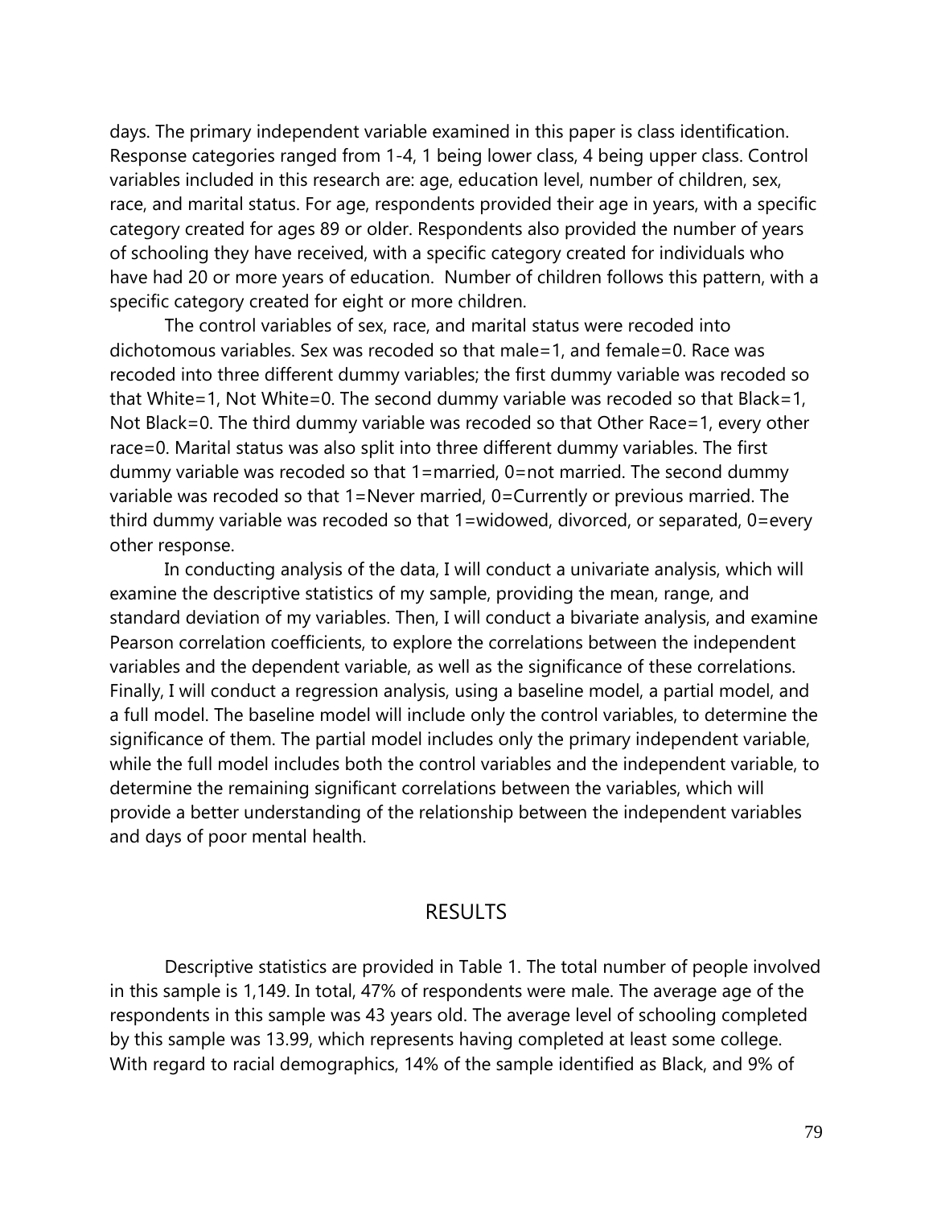days. The primary independent variable examined in this paper is class identification. Response categories ranged from 1-4, 1 being lower class, 4 being upper class. Control variables included in this research are: age, education level, number of children, sex, race, and marital status. For age, respondents provided their age in years, with a specific category created for ages 89 or older. Respondents also provided the number of years of schooling they have received, with a specific category created for individuals who have had 20 or more years of education. Number of children follows this pattern, with a specific category created for eight or more children.

The control variables of sex, race, and marital status were recoded into dichotomous variables. Sex was recoded so that male=1, and female=0. Race was recoded into three different dummy variables; the first dummy variable was recoded so that White=1, Not White=0. The second dummy variable was recoded so that Black=1, Not Black=0. The third dummy variable was recoded so that Other Race=1, every other race=0. Marital status was also split into three different dummy variables. The first dummy variable was recoded so that 1=married, 0=not married. The second dummy variable was recoded so that 1=Never married, 0=Currently or previous married. The third dummy variable was recoded so that 1=widowed, divorced, or separated, 0=every other response.

In conducting analysis of the data, I will conduct a univariate analysis, which will examine the descriptive statistics of my sample, providing the mean, range, and standard deviation of my variables. Then, I will conduct a bivariate analysis, and examine Pearson correlation coefficients, to explore the correlations between the independent variables and the dependent variable, as well as the significance of these correlations. Finally, I will conduct a regression analysis, using a baseline model, a partial model, and a full model. The baseline model will include only the control variables, to determine the significance of them. The partial model includes only the primary independent variable, while the full model includes both the control variables and the independent variable, to determine the remaining significant correlations between the variables, which will provide a better understanding of the relationship between the independent variables and days of poor mental health.

## RESULTS

Descriptive statistics are provided in Table 1. The total number of people involved in this sample is 1,149. In total, 47% of respondents were male. The average age of the respondents in this sample was 43 years old. The average level of schooling completed by this sample was 13.99, which represents having completed at least some college. With regard to racial demographics, 14% of the sample identified as Black, and 9% of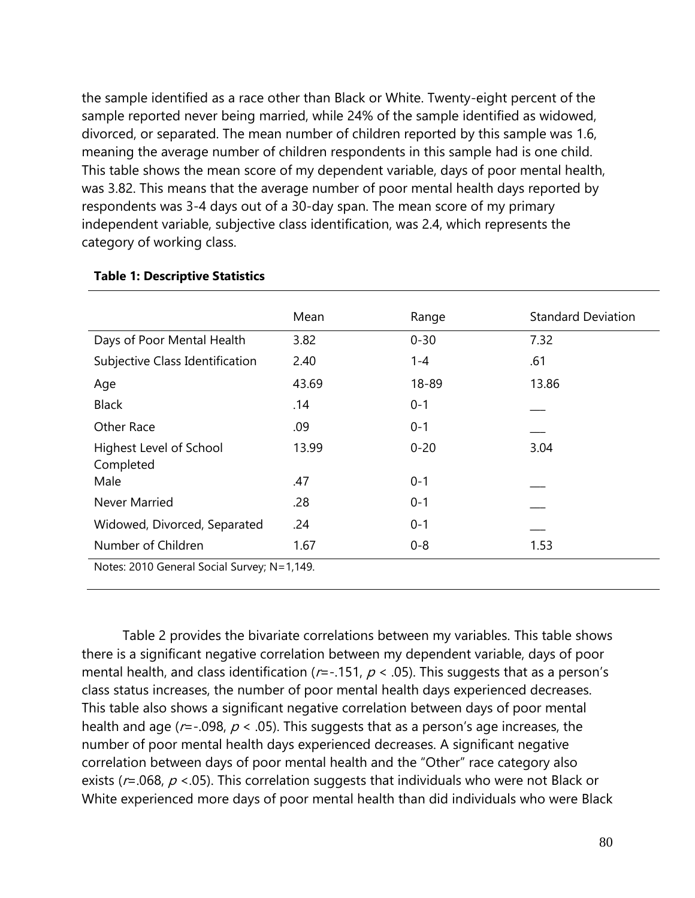the sample identified as a race other than Black or White. Twenty-eight percent of the sample reported never being married, while 24% of the sample identified as widowed, divorced, or separated. The mean number of children reported by this sample was 1.6, meaning the average number of children respondents in this sample had is one child. This table shows the mean score of my dependent variable, days of poor mental health, was 3.82. This means that the average number of poor mental health days reported by respondents was 3-4 days out of a 30-day span. The mean score of my primary independent variable, subjective class identification, was 2.4, which represents the category of working class.

**Table 1: Descriptive Statistics**

| | Mean | Range | Standard Deviation |
|---|---|---|---|
| Days of Poor Mental Health | 3.82 | 0-30 | 7.32 |
| Subjective Class Identification | 2.40 | 1-4 | .61 |
| Age | 43.69 | 18-89 | 13.86 |
| Black | .14 | 0-1 | ___ |
| Other Race | .09 | 0-1 | ___ |
| Highest Level of School Completed | 13.99 | 0-20 | 3.04 |
| Male | .47 | 0-1 | ___ |
| Never Married | .28 | 0-1 | ___ |
| Widowed, Divorced, Separated | .24 | 0-1 | ___ |
| Number of Children | 1.67 | 0-8 | 1.53 |

Notes: 2010 General Social Survey; N=1,149.

Table 2 provides the bivariate correlations between my variables. This table shows there is a significant negative correlation between my dependent variable, days of poor mental health, and class identification ($r$=-.151, $p < .05$). This suggests that as a person's class status increases, the number of poor mental health days experienced decreases. This table also shows a significant negative correlation between days of poor mental health and age ($r$=-.098, $p < .05$). This suggests that as a person's age increases, the number of poor mental health days experienced decreases. A significant negative correlation between days of poor mental health and the "Other" race category also exists ($r$=.068, $p < .05$). This correlation suggests that individuals who were not Black or White experienced more days of poor mental health than did individuals who were Black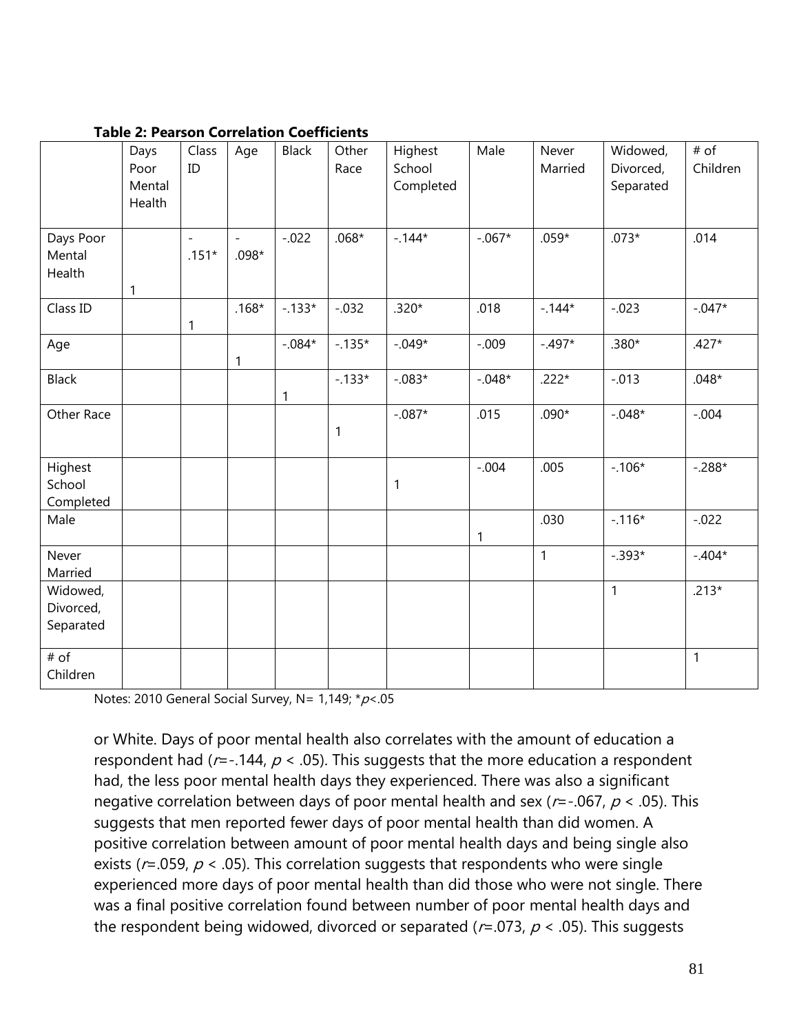**Table 2: Pearson Correlation Coefficients**

| | Days Poor Mental Health | Class ID | Age | Black | Other Race | Highest School Completed | Male | Never Married | Widowed, Divorced, Separated | # of Children |
|---|---|---|---|---|---|---|---|---|---|---|
| Days Poor Mental Health | 1 | -.151* | -.098* | -.022 | .068* | -.144* | -.067* | .059* | .073* | .014 |
| Class ID | | 1 | .168* | -.133* | -.032 | .320* | .018 | -.144* | -.023 | -.047* |
| Age | | | 1 | -.084* | -.135* | -.049* | -.009 | -.497* | .380* | .427* |
| Black | | | | 1 | -.133* | -.083* | -.048* | .222* | -.013 | .048* |
| Other Race | | | | | 1 | -.087* | .015 | .090* | -.048* | -.004 |
| Highest School Completed | | | | | | 1 | -.004 | .005 | -.106* | -.288* |
| Male | | | | | | | 1 | .030 | -.116* | -.022 |
| Never Married | | | | | | | | 1 | -.393* | -.404* |
| Widowed, Divorced, Separated | | | | | | | | | 1 | .213* |
| # of Children | | | | | | | | | | 1 |

Notes: 2010 General Social Survey, N= 1,149; *$p$<.05

or White. Days of poor mental health also correlates with the amount of education a respondent had ($r$=-.144, $p$ < .05). This suggests that the more education a respondent had, the less poor mental health days they experienced. There was also a significant negative correlation between days of poor mental health and sex ($r$=-.067, $p$ < .05). This suggests that men reported fewer days of poor mental health than did women. A positive correlation between amount of poor mental health days and being single also exists ($r$=.059, $p$ < .05). This correlation suggests that respondents who were single experienced more days of poor mental health than did those who were not single. There was a final positive correlation found between number of poor mental health days and the respondent being widowed, divorced or separated ($r$=.073, $p$ < .05). This suggests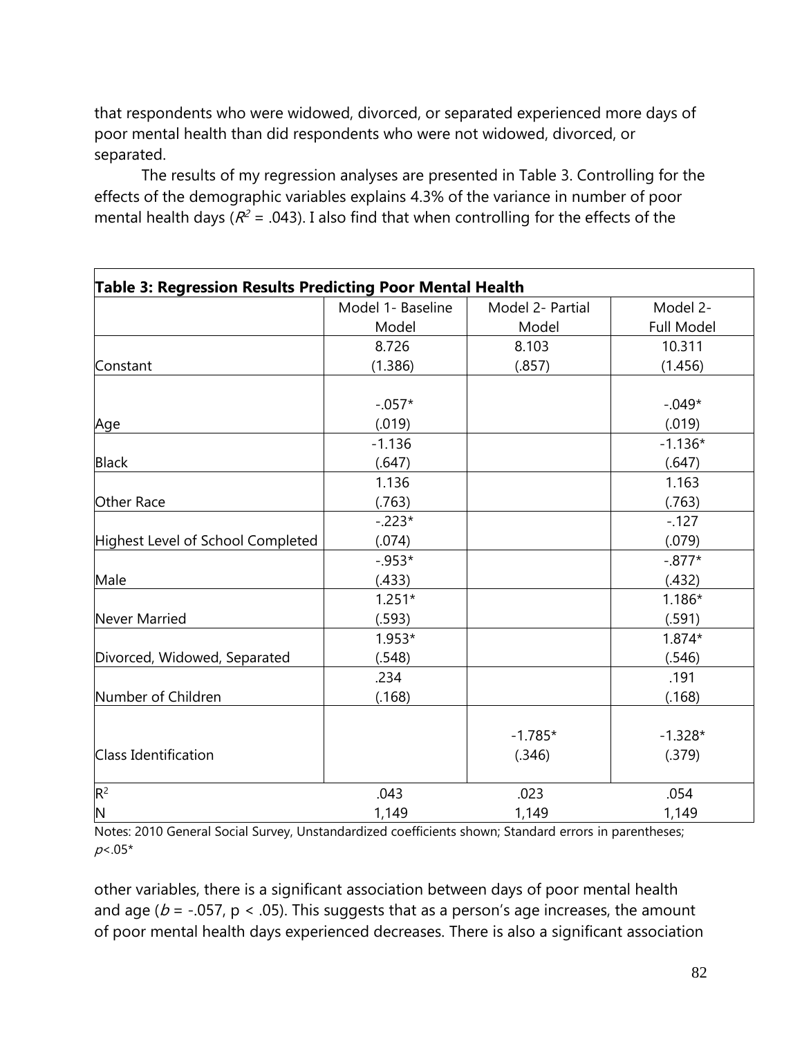that respondents who were widowed, divorced, or separated experienced more days of poor mental health than did respondents who were not widowed, divorced, or separated.

The results of my regression analyses are presented in Table 3. Controlling for the effects of the demographic variables explains 4.3% of the variance in number of poor mental health days ($R^2$ = .043). I also find that when controlling for the effects of the

**Table 3: Regression Results Predicting Poor Mental Health**

| | Model 1- Baseline Model | Model 2- Partial Model | Model 2- Full Model |
|---|---|---|---|
| Constant | 8.726 (1.386) | 8.103 (.857) | 10.311 (1.456) |
| Age | -.057* (.019) | | -.049* (.019) |
| Black | -1.136 (.647) | | -1.136* (.647) |
| Other Race | 1.136 (.763) | | 1.163 (.763) |
| Highest Level of School Completed | -.223* (.074) | | -.127 (.079) |
| Male | -.953* (.433) | | -.877* (.432) |
| Never Married | 1.251* (.593) | | 1.186* (.591) |
| Divorced, Widowed, Separated | 1.953* (.548) | | 1.874* (.546) |
| Number of Children | .234 (.168) | | .191 (.168) |
| Class Identification | | -1.785* (.346) | -1.328* (.379) |
| $R^2$ | .043 | .023 | .054 |
| N | 1,149 | 1,149 | 1,149 |

Notes: 2010 General Social Survey, Unstandardized coefficients shown; Standard errors in parentheses; $p$<.05*

other variables, there is a significant association between days of poor mental health and age ($b$ = -.057, $p < .05$). This suggests that as a person's age increases, the amount of poor mental health days experienced decreases. There is also a significant association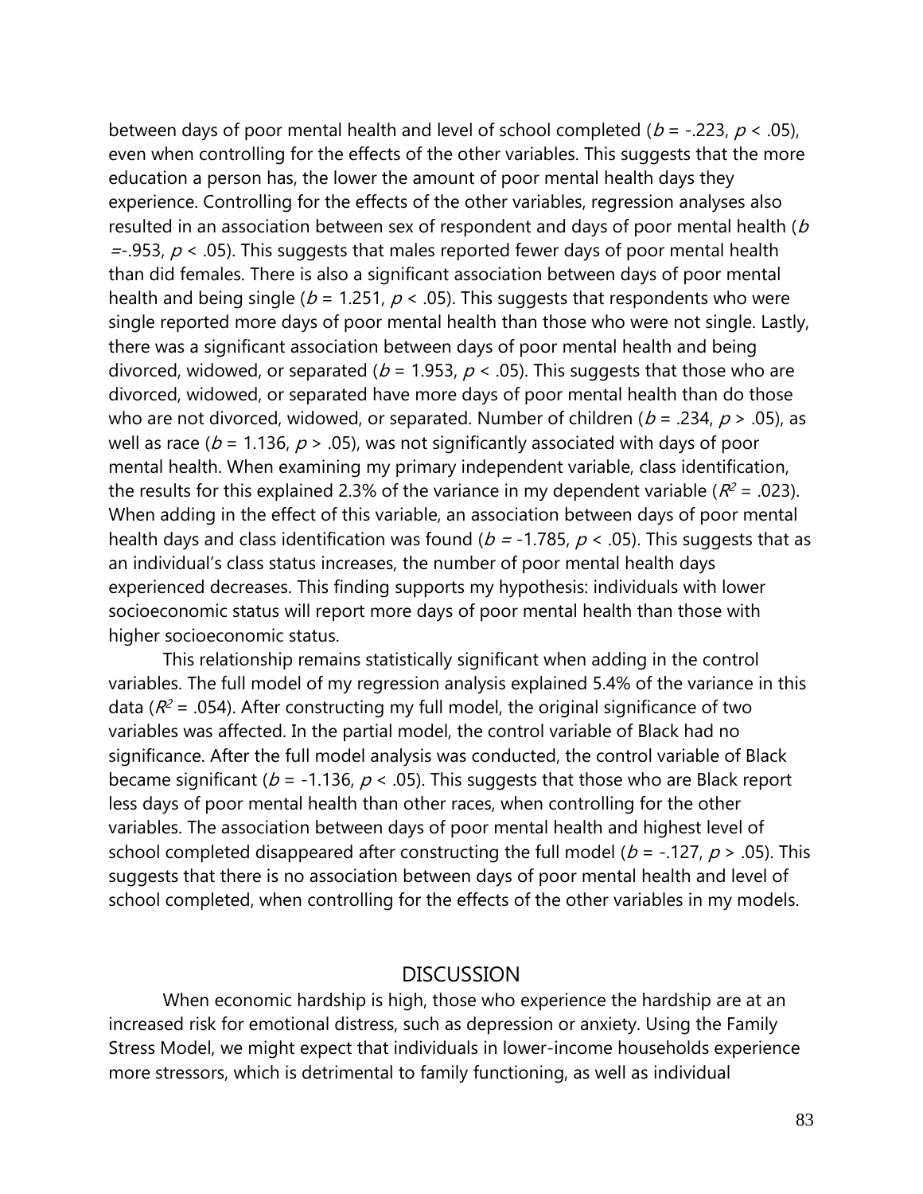between days of poor mental health and level of school completed (*b* = -.223, $p < .05$), even when controlling for the effects of the other variables. This suggests that the more education a person has, the lower the amount of poor mental health days they experience. Controlling for the effects of the other variables, regression analyses also resulted in an association between sex of respondent and days of poor mental health (*b* =-.953, $p < .05$). This suggests that males reported fewer days of poor mental health than did females. There is also a significant association between days of poor mental health and being single (*b* = 1.251, $p < .05$). This suggests that respondents who were single reported more days of poor mental health than those who were not single. Lastly, there was a significant association between days of poor mental health and being divorced, widowed, or separated (*b* = 1.953, $p < .05$). This suggests that those who are divorced, widowed, or separated have more days of poor mental health than do those who are not divorced, widowed, or separated. Number of children (*b* = .234, $p > .05$), as well as race (*b* = 1.136, $p > .05$), was not significantly associated with days of poor mental health. When examining my primary independent variable, class identification, the results for this explained 2.3% of the variance in my dependent variable ($R^2$ = .023). When adding in the effect of this variable, an association between days of poor mental health days and class identification was found (*b* = -1.785, $p < .05$). This suggests that as an individual's class status increases, the number of poor mental health days experienced decreases. This finding supports my hypothesis: individuals with lower socioeconomic status will report more days of poor mental health than those with higher socioeconomic status.

This relationship remains statistically significant when adding in the control variables. The full model of my regression analysis explained 5.4% of the variance in this data ($R^2$ = .054). After constructing my full model, the original significance of two variables was affected. In the partial model, the control variable of Black had no significance. After the full model analysis was conducted, the control variable of Black became significant (*b* = -1.136, $p < .05$). This suggests that those who are Black report less days of poor mental health than other races, when controlling for the other variables. The association between days of poor mental health and highest level of school completed disappeared after constructing the full model (*b* = -.127, $p > .05$). This suggests that there is no association between days of poor mental health and level of school completed, when controlling for the effects of the other variables in my models.

## DISCUSSION

When economic hardship is high, those who experience the hardship are at an increased risk for emotional distress, such as depression or anxiety. Using the Family Stress Model, we might expect that individuals in lower-income households experience more stressors, which is detrimental to family functioning, as well as individual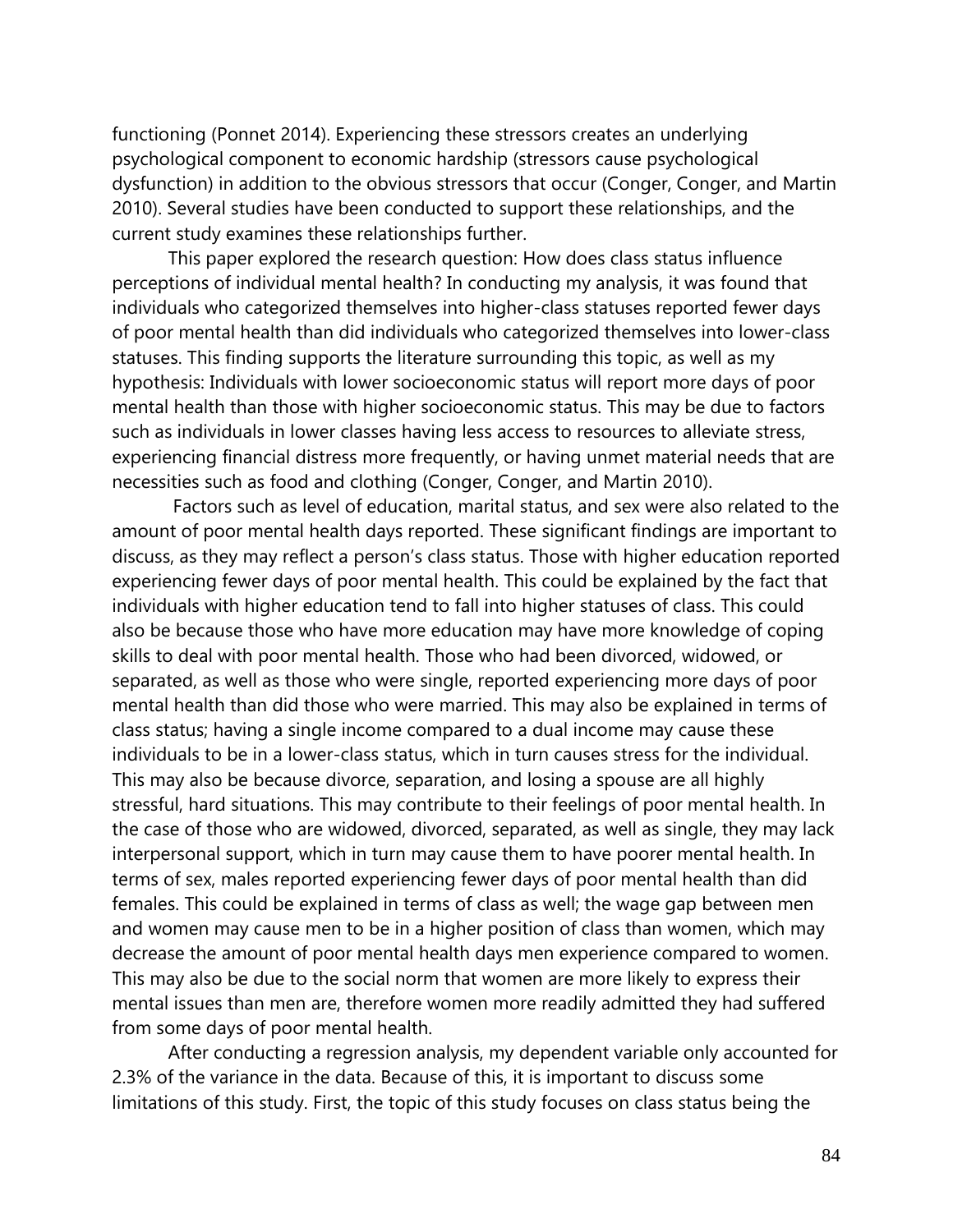functioning (Ponnet 2014). Experiencing these stressors creates an underlying psychological component to economic hardship (stressors cause psychological dysfunction) in addition to the obvious stressors that occur (Conger, Conger, and Martin 2010). Several studies have been conducted to support these relationships, and the current study examines these relationships further.

This paper explored the research question: How does class status influence perceptions of individual mental health? In conducting my analysis, it was found that individuals who categorized themselves into higher-class statuses reported fewer days of poor mental health than did individuals who categorized themselves into lower-class statuses. This finding supports the literature surrounding this topic, as well as my hypothesis: Individuals with lower socioeconomic status will report more days of poor mental health than those with higher socioeconomic status. This may be due to factors such as individuals in lower classes having less access to resources to alleviate stress, experiencing financial distress more frequently, or having unmet material needs that are necessities such as food and clothing (Conger, Conger, and Martin 2010).

Factors such as level of education, marital status, and sex were also related to the amount of poor mental health days reported. These significant findings are important to discuss, as they may reflect a person's class status. Those with higher education reported experiencing fewer days of poor mental health. This could be explained by the fact that individuals with higher education tend to fall into higher statuses of class. This could also be because those who have more education may have more knowledge of coping skills to deal with poor mental health. Those who had been divorced, widowed, or separated, as well as those who were single, reported experiencing more days of poor mental health than did those who were married. This may also be explained in terms of class status; having a single income compared to a dual income may cause these individuals to be in a lower-class status, which in turn causes stress for the individual. This may also be because divorce, separation, and losing a spouse are all highly stressful, hard situations. This may contribute to their feelings of poor mental health. In the case of those who are widowed, divorced, separated, as well as single, they may lack interpersonal support, which in turn may cause them to have poorer mental health. In terms of sex, males reported experiencing fewer days of poor mental health than did females. This could be explained in terms of class as well; the wage gap between men and women may cause men to be in a higher position of class than women, which may decrease the amount of poor mental health days men experience compared to women. This may also be due to the social norm that women are more likely to express their mental issues than men are, therefore women more readily admitted they had suffered from some days of poor mental health.

After conducting a regression analysis, my dependent variable only accounted for 2.3% of the variance in the data. Because of this, it is important to discuss some limitations of this study. First, the topic of this study focuses on class status being the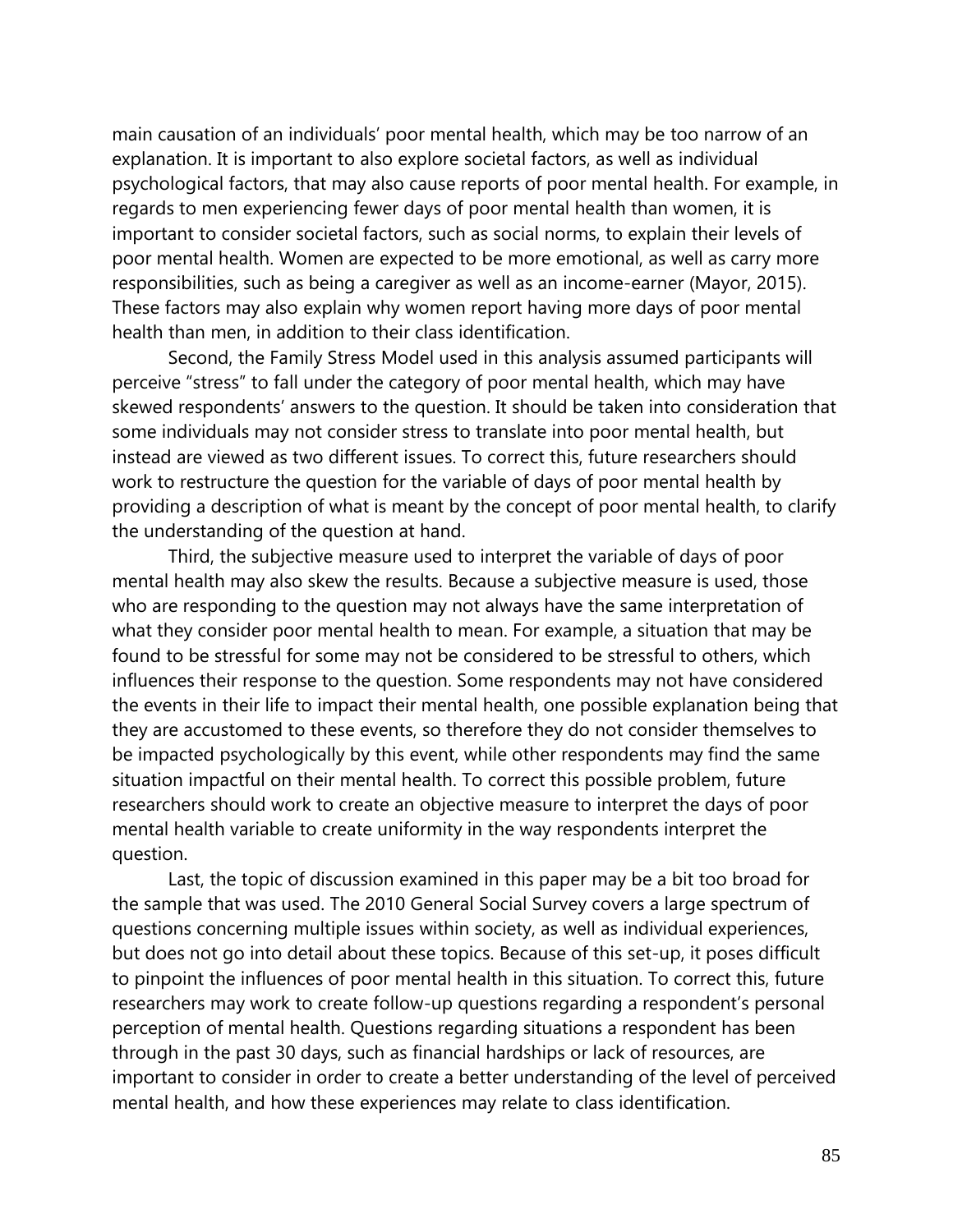main causation of an individuals' poor mental health, which may be too narrow of an explanation. It is important to also explore societal factors, as well as individual psychological factors, that may also cause reports of poor mental health. For example, in regards to men experiencing fewer days of poor mental health than women, it is important to consider societal factors, such as social norms, to explain their levels of poor mental health. Women are expected to be more emotional, as well as carry more responsibilities, such as being a caregiver as well as an income-earner (Mayor, 2015). These factors may also explain why women report having more days of poor mental health than men, in addition to their class identification.

Second, the Family Stress Model used in this analysis assumed participants will perceive "stress" to fall under the category of poor mental health, which may have skewed respondents' answers to the question. It should be taken into consideration that some individuals may not consider stress to translate into poor mental health, but instead are viewed as two different issues. To correct this, future researchers should work to restructure the question for the variable of days of poor mental health by providing a description of what is meant by the concept of poor mental health, to clarify the understanding of the question at hand.

Third, the subjective measure used to interpret the variable of days of poor mental health may also skew the results. Because a subjective measure is used, those who are responding to the question may not always have the same interpretation of what they consider poor mental health to mean. For example, a situation that may be found to be stressful for some may not be considered to be stressful to others, which influences their response to the question. Some respondents may not have considered the events in their life to impact their mental health, one possible explanation being that they are accustomed to these events, so therefore they do not consider themselves to be impacted psychologically by this event, while other respondents may find the same situation impactful on their mental health. To correct this possible problem, future researchers should work to create an objective measure to interpret the days of poor mental health variable to create uniformity in the way respondents interpret the question.

Last, the topic of discussion examined in this paper may be a bit too broad for the sample that was used. The 2010 General Social Survey covers a large spectrum of questions concerning multiple issues within society, as well as individual experiences, but does not go into detail about these topics. Because of this set-up, it poses difficult to pinpoint the influences of poor mental health in this situation. To correct this, future researchers may work to create follow-up questions regarding a respondent's personal perception of mental health. Questions regarding situations a respondent has been through in the past 30 days, such as financial hardships or lack of resources, are important to consider in order to create a better understanding of the level of perceived mental health, and how these experiences may relate to class identification.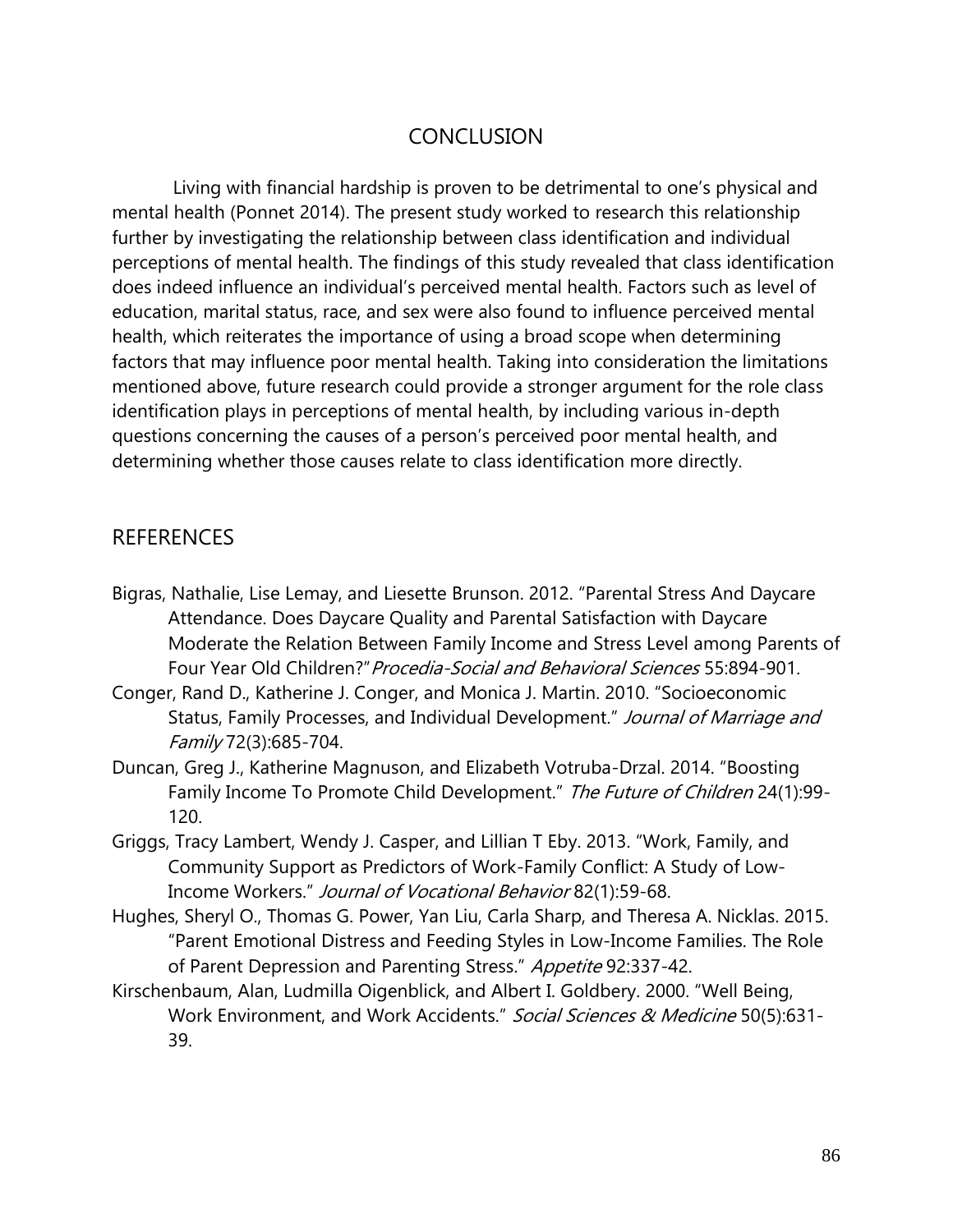## CONCLUSION

Living with financial hardship is proven to be detrimental to one's physical and mental health (Ponnet 2014). The present study worked to research this relationship further by investigating the relationship between class identification and individual perceptions of mental health. The findings of this study revealed that class identification does indeed influence an individual's perceived mental health. Factors such as level of education, marital status, race, and sex were also found to influence perceived mental health, which reiterates the importance of using a broad scope when determining factors that may influence poor mental health. Taking into consideration the limitations mentioned above, future research could provide a stronger argument for the role class identification plays in perceptions of mental health, by including various in-depth questions concerning the causes of a person's perceived poor mental health, and determining whether those causes relate to class identification more directly.

## REFERENCES

Bigras, Nathalie, Lise Lemay, and Liesette Brunson. 2012. "Parental Stress And Daycare Attendance. Does Daycare Quality and Parental Satisfaction with Daycare Moderate the Relation Between Family Income and Stress Level among Parents of Four Year Old Children?" *Procedia-Social and Behavioral Sciences* 55:894-901.

Conger, Rand D., Katherine J. Conger, and Monica J. Martin. 2010. "Socioeconomic Status, Family Processes, and Individual Development." *Journal of Marriage and Family* 72(3):685-704.

Duncan, Greg J., Katherine Magnuson, and Elizabeth Votruba-Drzal. 2014. "Boosting Family Income To Promote Child Development." *The Future of Children* 24(1):99-120.

Griggs, Tracy Lambert, Wendy J. Casper, and Lillian T Eby. 2013. "Work, Family, and Community Support as Predictors of Work-Family Conflict: A Study of Low-Income Workers." *Journal of Vocational Behavior* 82(1):59-68.

Hughes, Sheryl O., Thomas G. Power, Yan Liu, Carla Sharp, and Theresa A. Nicklas. 2015. "Parent Emotional Distress and Feeding Styles in Low-Income Families. The Role of Parent Depression and Parenting Stress." *Appetite* 92:337-42.

Kirschenbaum, Alan, Ludmilla Oigenblick, and Albert I. Goldbery. 2000. "Well Being, Work Environment, and Work Accidents." *Social Sciences & Medicine* 50(5):631-39.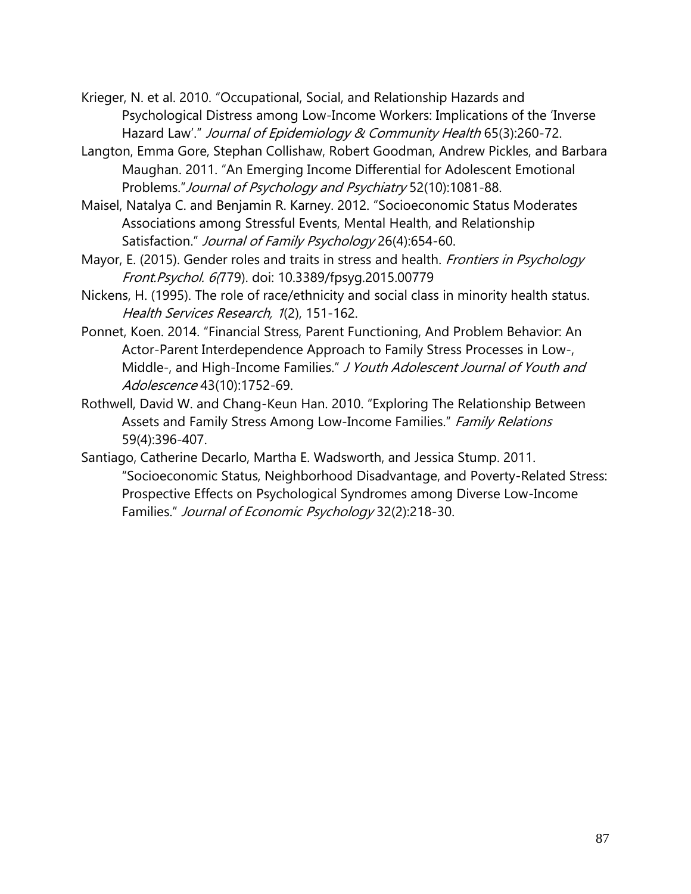Krieger, N. et al. 2010. "Occupational, Social, and Relationship Hazards and Psychological Distress among Low-Income Workers: Implications of the 'Inverse Hazard Law'." *Journal of Epidemiology & Community Health* 65(3):260-72.

Langton, Emma Gore, Stephan Collishaw, Robert Goodman, Andrew Pickles, and Barbara Maughan. 2011. "An Emerging Income Differential for Adolescent Emotional Problems."*Journal of Psychology and Psychiatry* 52(10):1081-88.

Maisel, Natalya C. and Benjamin R. Karney. 2012. "Socioeconomic Status Moderates Associations among Stressful Events, Mental Health, and Relationship Satisfaction." *Journal of Family Psychology* 26(4):654-60.

Mayor, E. (2015). Gender roles and traits in stress and health. *Frontiers in Psychology Front.Psychol. 6(*779). doi: 10.3389/fpsyg.2015.00779

Nickens, H. (1995). The role of race/ethnicity and social class in minority health status. *Health Services Research, 1*(2), 151-162.

Ponnet, Koen. 2014. "Financial Stress, Parent Functioning, And Problem Behavior: An Actor-Parent Interdependence Approach to Family Stress Processes in Low-, Middle-, and High-Income Families." *J Youth Adolescent Journal of Youth and Adolescence* 43(10):1752-69.

Rothwell, David W. and Chang-Keun Han. 2010. "Exploring The Relationship Between Assets and Family Stress Among Low-Income Families." *Family Relations* 59(4):396-407.

Santiago, Catherine Decarlo, Martha E. Wadsworth, and Jessica Stump. 2011. "Socioeconomic Status, Neighborhood Disadvantage, and Poverty-Related Stress: Prospective Effects on Psychological Syndromes among Diverse Low-Income Families." *Journal of Economic Psychology* 32(2):218-30.